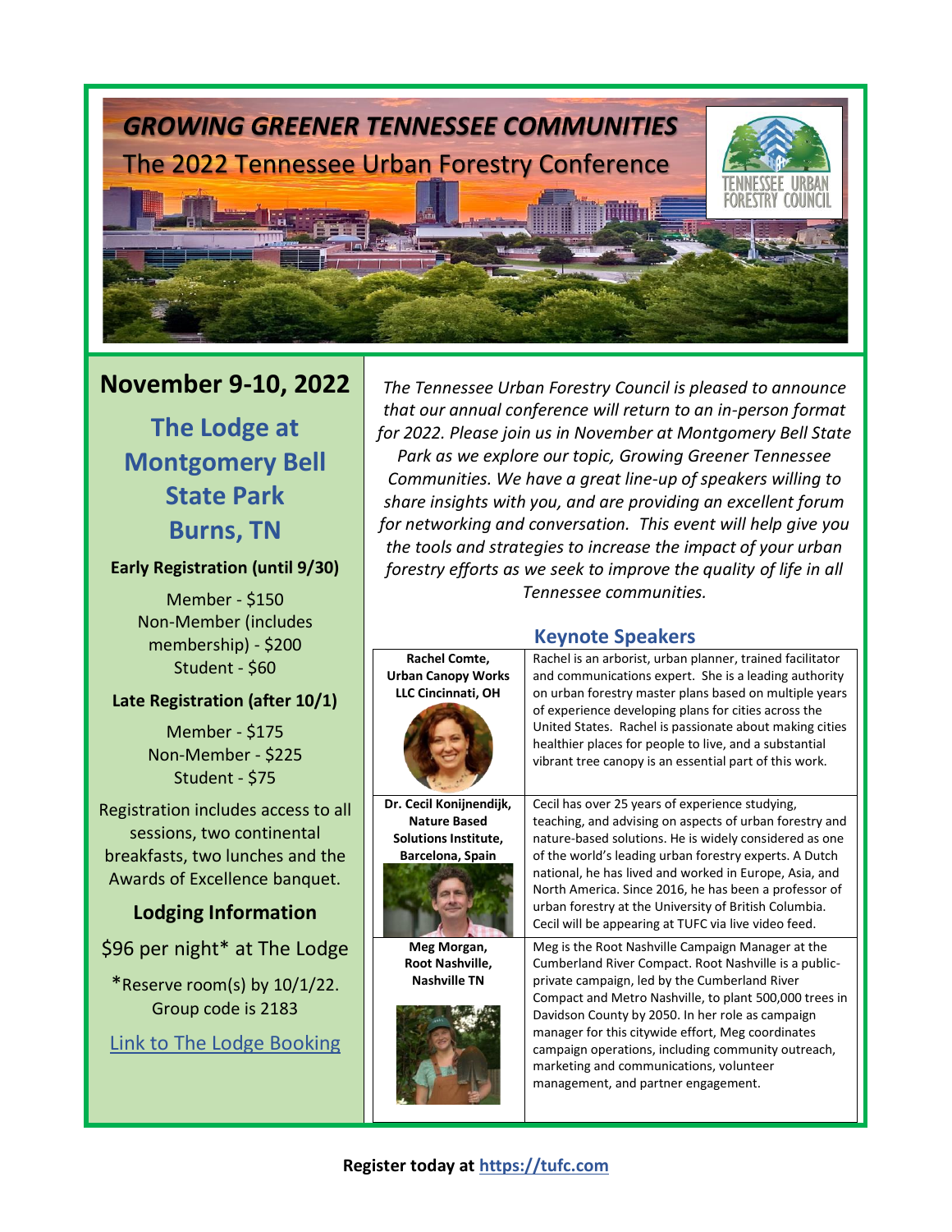# *GROWING GREENER TENNESSEE COMMUNITIES*

## The 2022 Tennessee Urban Forestry Conference

TENNESSEE URBAN FORESTRY COUNCIL

## November 9-10, 2022

## The Lodge at Montgomery Bell State Park Burns, TN

**Early Registration (until 9/30)**

Member - $150
Non-Member (includes membership) - $200
Student - $60

**Late Registration (after 10/1)**

Member - $175
Non-Member - $225
Student - $75

Registration includes access to all sessions, two continental breakfasts, two lunches and the Awards of Excellence banquet.

### Lodging Information

$96 per night* at The Lodge

*Reserve room(s) by 10/1/22. Group code is 2183

[Link to The Lodge Booking]

*The Tennessee Urban Forestry Council is pleased to announce that our annual conference will return to an in-person format for 2022. Please join us in November at Montgomery Bell State Park as we explore our topic, Growing Greener Tennessee Communities. We have a great line-up of speakers willing to share insights with you, and are providing an excellent forum for networking and conversation. This event will help give you the tools and strategies to increase the impact of your urban forestry efforts as we seek to improve the quality of life in all Tennessee communities.*

### Keynote Speakers

| | |
|---|---|
| **Rachel Comte, Urban Canopy Works LLC Cincinnati, OH** | Rachel is an arborist, urban planner, trained facilitator and communications expert. She is a leading authority on urban forestry master plans based on multiple years of experience developing plans for cities across the United States. Rachel is passionate about making cities healthier places for people to live, and a substantial vibrant tree canopy is an essential part of this work. |
| **Dr. Cecil Konijnendijk, Nature Based Solutions Institute, Barcelona, Spain** | Cecil has over 25 years of experience studying, teaching, and advising on aspects of urban forestry and nature-based solutions. He is widely considered as one of the world's leading urban forestry experts. A Dutch national, he has lived and worked in Europe, Asia, and North America. Since 2016, he has been a professor of urban forestry at the University of British Columbia. Cecil will be appearing at TUFC via live video feed. |
| **Meg Morgan, Root Nashville, Nashville TN** | Meg is the Root Nashville Campaign Manager at the Cumberland River Compact. Root Nashville is a public-private campaign, led by the Cumberland River Compact and Metro Nashville, to plant 500,000 trees in Davidson County by 2050. In her role as campaign manager for this citywide effort, Meg coordinates campaign operations, including community outreach, marketing and communications, volunteer management, and partner engagement. |

**Register today at https://tufc.com**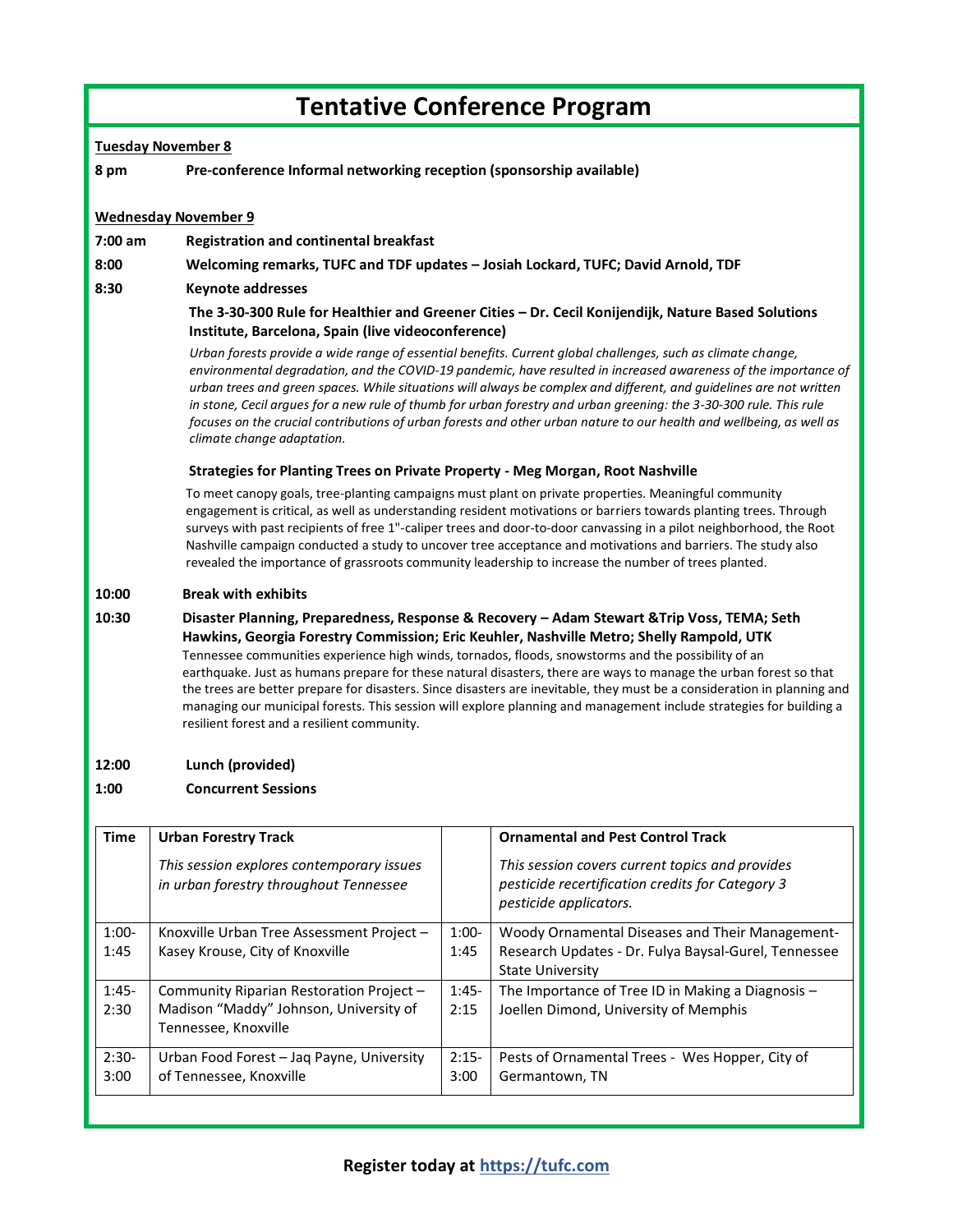# Tentative Conference Program

**Tuesday November 8**

**8 pm** **Pre-conference Informal networking reception (sponsorship available)**

**Wednesday November 9**

**7:00 am** **Registration and continental breakfast**

**8:00** **Welcoming remarks, TUFC and TDF updates – Josiah Lockard, TUFC; David Arnold, TDF**

**8:30** **Keynote addresses**

**The 3-30-300 Rule for Healthier and Greener Cities – Dr. Cecil Konijendijk, Nature Based Solutions Institute, Barcelona, Spain (live videoconference)**

*Urban forests provide a wide range of essential benefits. Current global challenges, such as climate change, environmental degradation, and the COVID-19 pandemic, have resulted in increased awareness of the importance of urban trees and green spaces. While situations will always be complex and different, and guidelines are not written in stone, Cecil argues for a new rule of thumb for urban forestry and urban greening: the 3-30-300 rule. This rule focuses on the crucial contributions of urban forests and other urban nature to our health and wellbeing, as well as climate change adaptation.*

**Strategies for Planting Trees on Private Property - Meg Morgan, Root Nashville**

To meet canopy goals, tree-planting campaigns must plant on private properties. Meaningful community engagement is critical, as well as understanding resident motivations or barriers towards planting trees. Through surveys with past recipients of free 1"-caliper trees and door-to-door canvassing in a pilot neighborhood, the Root Nashville campaign conducted a study to uncover tree acceptance and motivations and barriers. The study also revealed the importance of grassroots community leadership to increase the number of trees planted.

**10:00** **Break with exhibits**

**10:30** **Disaster Planning, Preparedness, Response & Recovery – Adam Stewart &Trip Voss, TEMA; Seth Hawkins, Georgia Forestry Commission; Eric Keuhler, Nashville Metro; Shelly Rampold, UTK**

Tennessee communities experience high winds, tornados, floods, snowstorms and the possibility of an earthquake. Just as humans prepare for these natural disasters, there are ways to manage the urban forest so that the trees are better prepare for disasters. Since disasters are inevitable, they must be a consideration in planning and managing our municipal forests. This session will explore planning and management include strategies for building a resilient forest and a resilient community.

**12:00** **Lunch (provided)**

**1:00** **Concurrent Sessions**

| Time | Urban Forestry Track<br>*This session explores contemporary issues in urban forestry throughout Tennessee* | | Ornamental and Pest Control Track<br>*This session covers current topics and provides pesticide recertification credits for Category 3 pesticide applicators.* |
|---|---|---|---|
| 1:00-1:45 | Knoxville Urban Tree Assessment Project – Kasey Krouse, City of Knoxville | 1:00-1:45 | Woody Ornamental Diseases and Their Management-Research Updates - Dr. Fulya Baysal-Gurel, Tennessee State University |
| 1:45-2:30 | Community Riparian Restoration Project – Madison “Maddy” Johnson, University of Tennessee, Knoxville | 1:45-2:15 | The Importance of Tree ID in Making a Diagnosis – Joellen Dimond, University of Memphis |
| 2:30-3:00 | Urban Food Forest – Jaq Payne, University of Tennessee, Knoxville | 2:15-3:00 | Pests of Ornamental Trees - Wes Hopper, City of Germantown, TN |

**Register today at [https://tufc.com](https://tufc.com)**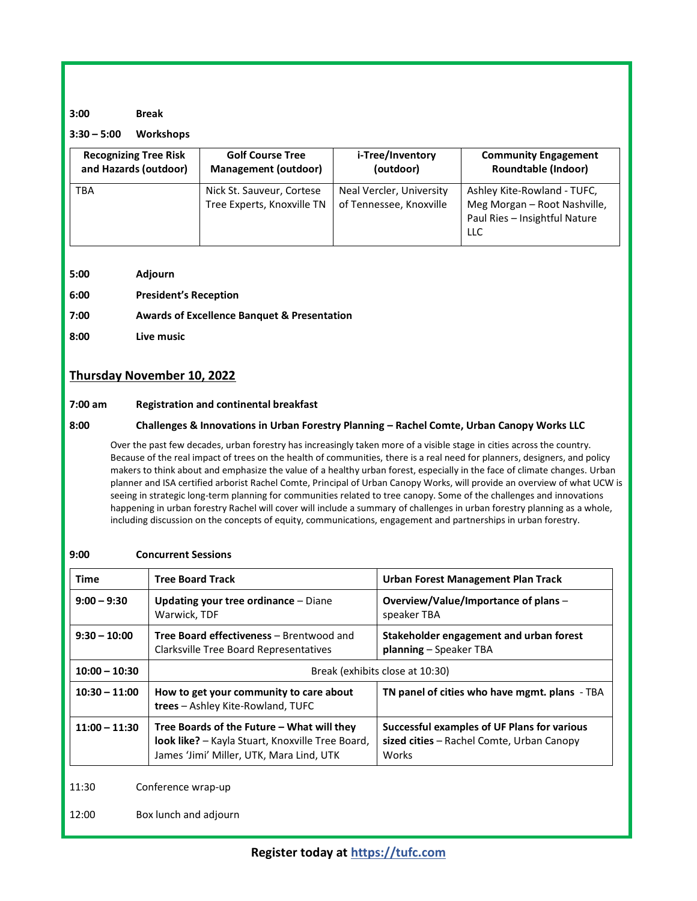**3:00** **Break**

**3:30 – 5:00** **Workshops**

| Recognizing Tree Risk and Hazards (outdoor) | Golf Course Tree Management (outdoor) | i-Tree/Inventory (outdoor) | Community Engagement Roundtable (Indoor) |
|---|---|---|---|
| TBA | Nick St. Sauveur, Cortese Tree Experts, Knoxville TN | Neal Vercler, University of Tennessee, Knoxville | Ashley Kite-Rowland - TUFC, Meg Morgan – Root Nashville, Paul Ries – Insightful Nature LLC |

**5:00** **Adjourn**

**6:00** **President's Reception**

**7:00** **Awards of Excellence Banquet & Presentation**

**8:00** **Live music**

## Thursday November 10, 2022

**7:00 am** **Registration and continental breakfast**

**8:00** **Challenges & Innovations in Urban Forestry Planning – Rachel Comte, Urban Canopy Works LLC**

Over the past few decades, urban forestry has increasingly taken more of a visible stage in cities across the country. Because of the real impact of trees on the health of communities, there is a real need for planners, designers, and policy makers to think about and emphasize the value of a healthy urban forest, especially in the face of climate changes. Urban planner and ISA certified arborist Rachel Comte, Principal of Urban Canopy Works, will provide an overview of what UCW is seeing in strategic long-term planning for communities related to tree canopy. Some of the challenges and innovations happening in urban forestry Rachel will cover will include a summary of challenges in urban forestry planning as a whole, including discussion on the concepts of equity, communications, engagement and partnerships in urban forestry.

**9:00** **Concurrent Sessions**

| Time | Tree Board Track | Urban Forest Management Plan Track |
|---|---|---|
| **9:00 – 9:30** | **Updating your tree ordinance** – Diane Warwick, TDF | **Overview/Value/Importance of plans** – speaker TBA |
| **9:30 – 10:00** | **Tree Board effectiveness** – Brentwood and Clarksville Tree Board Representatives | **Stakeholder engagement and urban forest planning** – Speaker TBA |
| **10:00 – 10:30** | Break (exhibits close at 10:30) | |
| **10:30 – 11:00** | **How to get your community to care about trees** – Ashley Kite-Rowland, TUFC | **TN panel of cities who have mgmt. plans** - TBA |
| **11:00 – 11:30** | **Tree Boards of the Future – What will they look like?** – Kayla Stuart, Knoxville Tree Board, James 'Jimi' Miller, UTK, Mara Lind, UTK | **Successful examples of UF Plans for various sized cities** – Rachel Comte, Urban Canopy Works |

11:30 Conference wrap-up

12:00 Box lunch and adjourn

**Register today at https://tufc.com**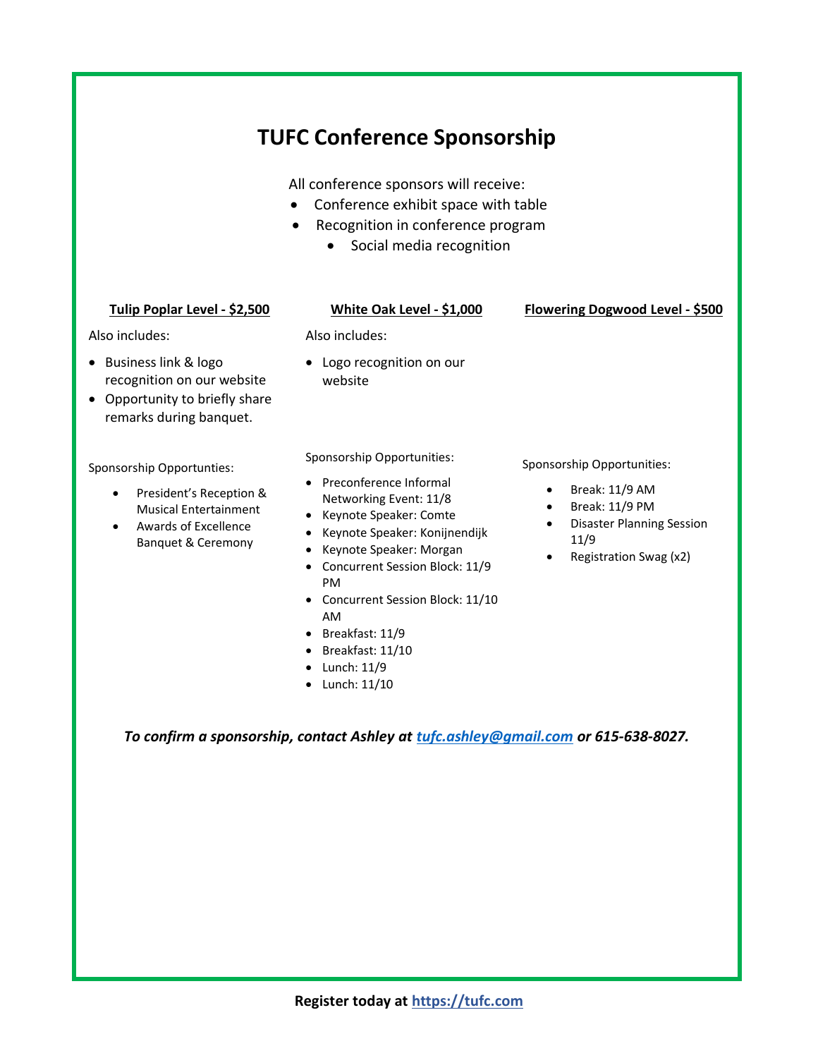# TUFC Conference Sponsorship

All conference sponsors will receive:

- Conference exhibit space with table
- Recognition in conference program
- Social media recognition

## Tulip Poplar Level - $2,500

Also includes:

- Business link & logo recognition on our website
- Opportunity to briefly share remarks during banquet.

Sponsorship Opportunties:

- President's Reception & Musical Entertainment
- Awards of Excellence Banquet & Ceremony

## White Oak Level - $1,000

Also includes:

- Logo recognition on our website

Sponsorship Opportunities:

- Preconference Informal Networking Event: 11/8
- Keynote Speaker: Comte
- Keynote Speaker: Konijnendijk
- Keynote Speaker: Morgan
- Concurrent Session Block: 11/9 PM
- Concurrent Session Block: 11/10 AM
- Breakfast: 11/9
- Breakfast: 11/10
- Lunch: 11/9
- Lunch: 11/10

## Flowering Dogwood Level - $500

Sponsorship Opportunities:

- Break: 11/9 AM
- Break: 11/9 PM
- Disaster Planning Session 11/9
- Registration Swag (x2)

***To confirm a sponsorship, contact Ashley at [tufc.ashley@gmail.com](mailto:tufc.ashley@gmail.com) or 615-638-8027.***

**Register today at [https://tufc.com](https://tufc.com)**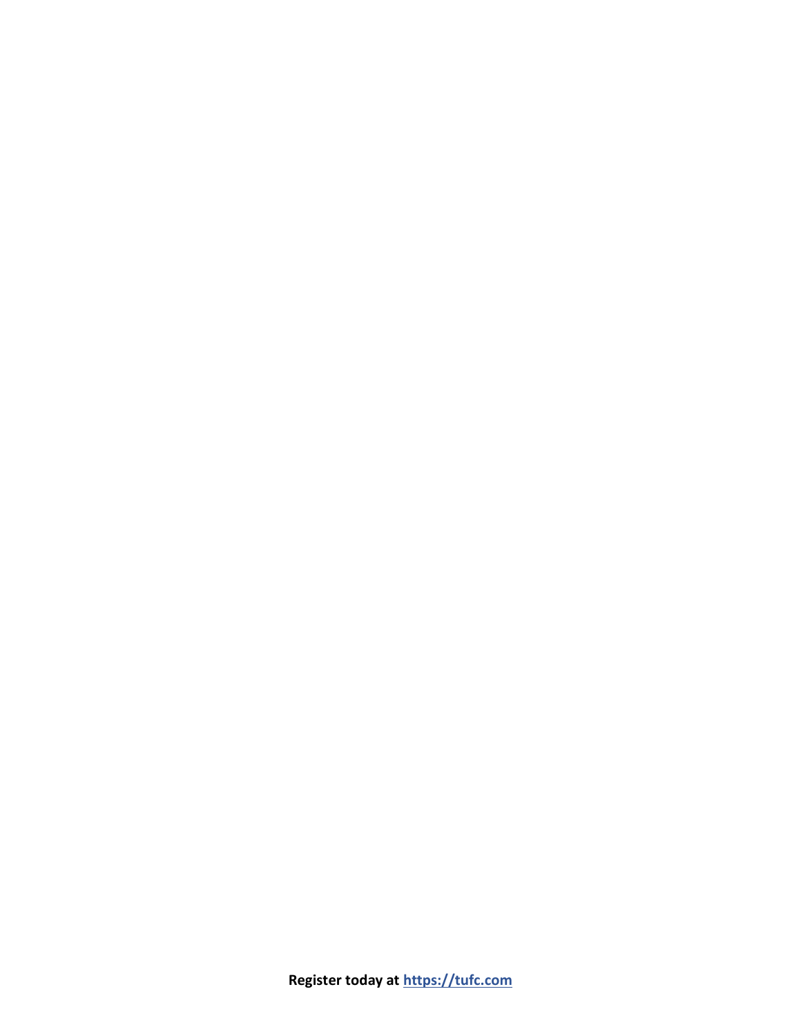**Register today at [https://tufc.com](https://tufc.com)**